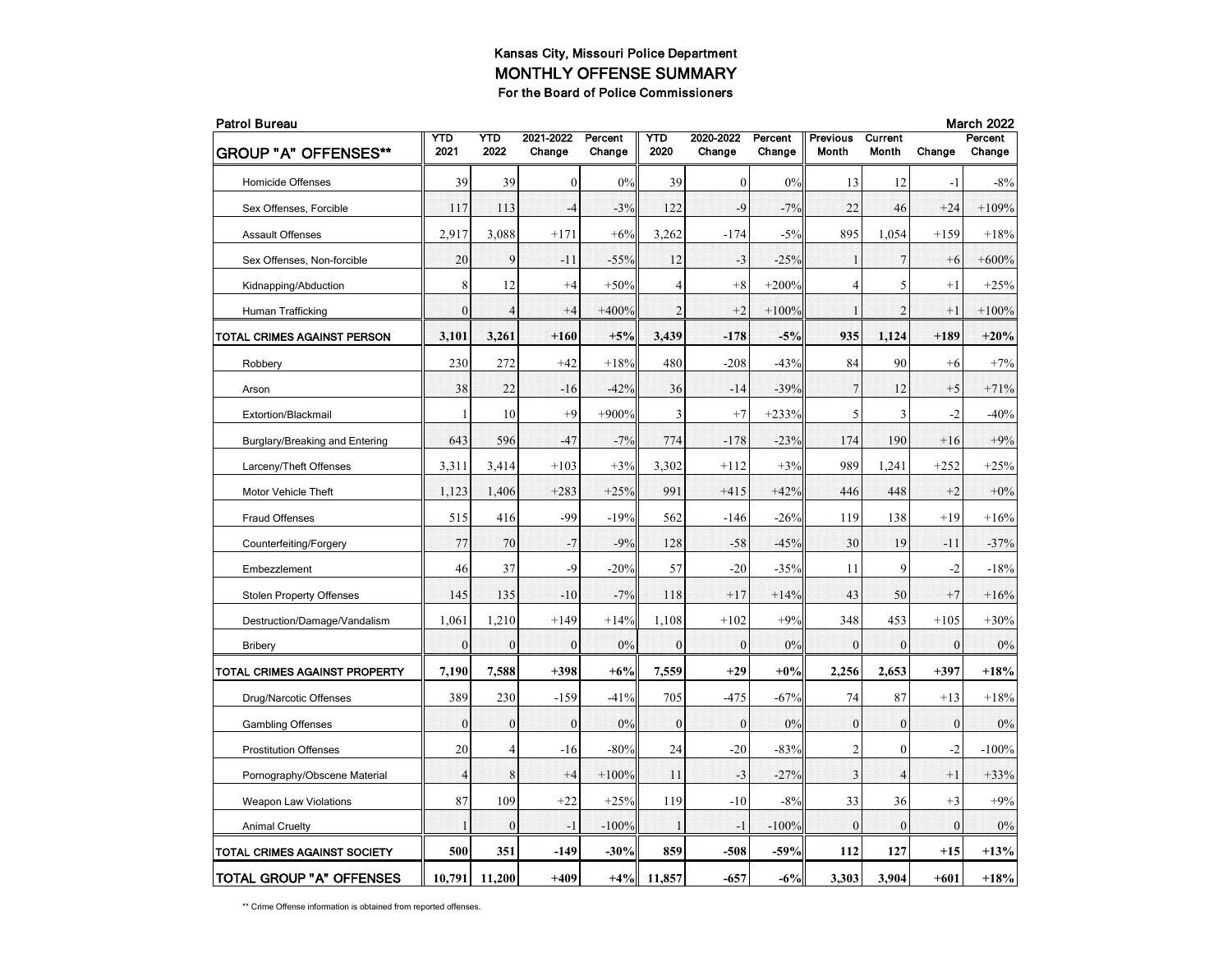# Kansas City, Missouri Police Department

## MONTHLY OFFENSE SUMMARY

### For the Board of Police Commissioners

**Patrol Bureau** — **March 2022**

| GROUP "A" OFFENSES** | YTD 2021 | YTD 2022 | 2021-2022 Change | Percent Change | YTD 2020 | 2020-2022 Change | Percent Change | Previous Month | Current Month | Change | Percent Change |
|---|---|---|---|---|---|---|---|---|---|---|---|
| Homicide Offenses | 39 | 39 | 0 | 0% | 39 | 0 | 0% | 13 | 12 | -1 | -8% |
| Sex Offenses, Forcible | 117 | 113 | -4 | -3% | 122 | -9 | -7% | 22 | 46 | +24 | +109% |
| Assault Offenses | 2,917 | 3,088 | +171 | +6% | 3,262 | -174 | -5% | 895 | 1,054 | +159 | +18% |
| Sex Offenses, Non-forcible | 20 | 9 | -11 | -55% | 12 | -3 | -25% | 1 | 7 | +6 | +600% |
| Kidnapping/Abduction | 8 | 12 | +4 | +50% | 4 | +8 | +200% | 4 | 5 | +1 | +25% |
| Human Trafficking | 0 | 4 | +4 | +400% | 2 | +2 | +100% | 1 | 2 | +1 | +100% |
| **TOTAL CRIMES AGAINST PERSON** | **3,101** | **3,261** | **+160** | **+5%** | **3,439** | **-178** | **-5%** | **935** | **1,124** | **+189** | **+20%** |
| Robbery | 230 | 272 | +42 | +18% | 480 | -208 | -43% | 84 | 90 | +6 | +7% |
| Arson | 38 | 22 | -16 | -42% | 36 | -14 | -39% | 7 | 12 | +5 | +71% |
| Extortion/Blackmail | 1 | 10 | +9 | +900% | 3 | +7 | +233% | 5 | 3 | -2 | -40% |
| Burglary/Breaking and Entering | 643 | 596 | -47 | -7% | 774 | -178 | -23% | 174 | 190 | +16 | +9% |
| Larceny/Theft Offenses | 3,311 | 3,414 | +103 | +3% | 3,302 | +112 | +3% | 989 | 1,241 | +252 | +25% |
| Motor Vehicle Theft | 1,123 | 1,406 | +283 | +25% | 991 | +415 | +42% | 446 | 448 | +2 | +0% |
| Fraud Offenses | 515 | 416 | -99 | -19% | 562 | -146 | -26% | 119 | 138 | +19 | +16% |
| Counterfeiting/Forgery | 77 | 70 | -7 | -9% | 128 | -58 | -45% | 30 | 19 | -11 | -37% |
| Embezzlement | 46 | 37 | -9 | -20% | 57 | -20 | -35% | 11 | 9 | -2 | -18% |
| Stolen Property Offenses | 145 | 135 | -10 | -7% | 118 | +17 | +14% | 43 | 50 | +7 | +16% |
| Destruction/Damage/Vandalism | 1,061 | 1,210 | +149 | +14% | 1,108 | +102 | +9% | 348 | 453 | +105 | +30% |
| Bribery | 0 | 0 | 0 | 0% | 0 | 0 | 0% | 0 | 0 | 0 | 0% |
| **TOTAL CRIMES AGAINST PROPERTY** | **7,190** | **7,588** | **+398** | **+6%** | **7,559** | **+29** | **+0%** | **2,256** | **2,653** | **+397** | **+18%** |
| Drug/Narcotic Offenses | 389 | 230 | -159 | -41% | 705 | -475 | -67% | 74 | 87 | +13 | +18% |
| Gambling Offenses | 0 | 0 | 0 | 0% | 0 | 0 | 0% | 0 | 0 | 0 | 0% |
| Prostitution Offenses | 20 | 4 | -16 | -80% | 24 | -20 | -83% | 2 | 0 | -2 | -100% |
| Pornography/Obscene Material | 4 | 8 | +4 | +100% | 11 | -3 | -27% | 3 | 4 | +1 | +33% |
| Weapon Law Violations | 87 | 109 | +22 | +25% | 119 | -10 | -8% | 33 | 36 | +3 | +9% |
| Animal Cruelty | 1 | 0 | -1 | -100% | 1 | -1 | -100% | 0 | 0 | 0 | 0% |
| **TOTAL CRIMES AGAINST SOCIETY** | **500** | **351** | **-149** | **-30%** | **859** | **-508** | **-59%** | **112** | **127** | **+15** | **+13%** |
| **TOTAL GROUP "A" OFFENSES** | **10,791** | **11,200** | **+409** | **+4%** | **11,857** | **-657** | **-6%** | **3,303** | **3,904** | **+601** | **+18%** |

** Crime Offense information is obtained from reported offenses.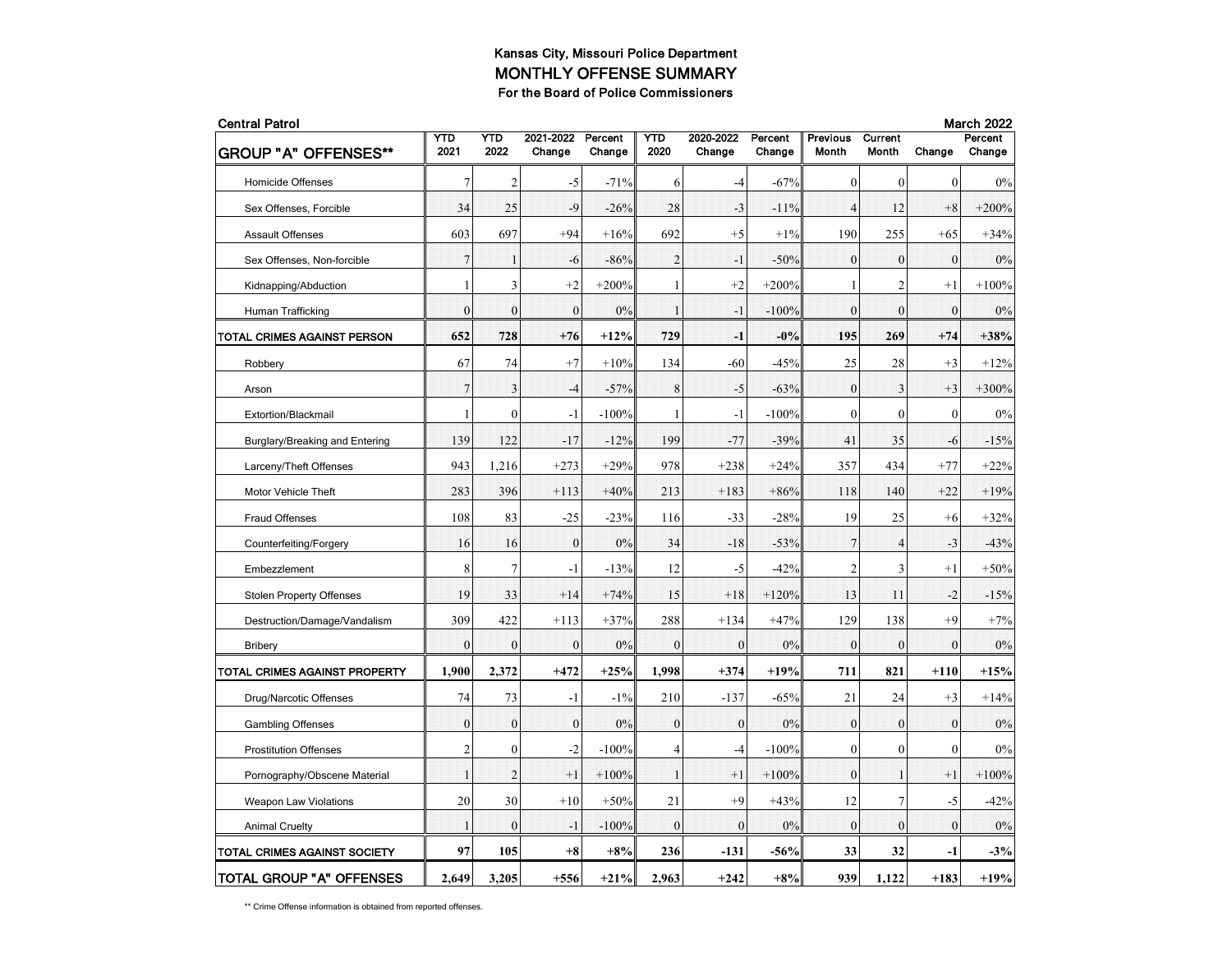# Kansas City, Missouri Police Department

## MONTHLY OFFENSE SUMMARY

### For the Board of Police Commissioners

**Central Patrol** — **March 2022**

| GROUP "A" OFFENSES** | YTD 2021 | YTD 2022 | 2021-2022 Change | Percent Change | YTD 2020 | 2020-2022 Change | Percent Change | Previous Month | Current Month | Change | Percent Change |
|---|---|---|---|---|---|---|---|---|---|---|---|
| Homicide Offenses | 7 | 2 | -5 | -71% | 6 | -4 | -67% | 0 | 0 | 0 | 0% |
| Sex Offenses, Forcible | 34 | 25 | -9 | -26% | 28 | -3 | -11% | 4 | 12 | +8 | +200% |
| Assault Offenses | 603 | 697 | +94 | +16% | 692 | +5 | +1% | 190 | 255 | +65 | +34% |
| Sex Offenses, Non-forcible | 7 | 1 | -6 | -86% | 2 | -1 | -50% | 0 | 0 | 0 | 0% |
| Kidnapping/Abduction | 1 | 3 | +2 | +200% | 1 | +2 | +200% | 1 | 2 | +1 | +100% |
| Human Trafficking | 0 | 0 | 0 | 0% | 1 | -1 | -100% | 0 | 0 | 0 | 0% |
| **TOTAL CRIMES AGAINST PERSON** | **652** | **728** | **+76** | **+12%** | **729** | **-1** | **-0%** | **195** | **269** | **+74** | **+38%** |
| Robbery | 67 | 74 | +7 | +10% | 134 | -60 | -45% | 25 | 28 | +3 | +12% |
| Arson | 7 | 3 | -4 | -57% | 8 | -5 | -63% | 0 | 3 | +3 | +300% |
| Extortion/Blackmail | 1 | 0 | -1 | -100% | 1 | -1 | -100% | 0 | 0 | 0 | 0% |
| Burglary/Breaking and Entering | 139 | 122 | -17 | -12% | 199 | -77 | -39% | 41 | 35 | -6 | -15% |
| Larceny/Theft Offenses | 943 | 1,216 | +273 | +29% | 978 | +238 | +24% | 357 | 434 | +77 | +22% |
| Motor Vehicle Theft | 283 | 396 | +113 | +40% | 213 | +183 | +86% | 118 | 140 | +22 | +19% |
| Fraud Offenses | 108 | 83 | -25 | -23% | 116 | -33 | -28% | 19 | 25 | +6 | +32% |
| Counterfeiting/Forgery | 16 | 16 | 0 | 0% | 34 | -18 | -53% | 7 | 4 | -3 | -43% |
| Embezzlement | 8 | 7 | -1 | -13% | 12 | -5 | -42% | 2 | 3 | +1 | +50% |
| Stolen Property Offenses | 19 | 33 | +14 | +74% | 15 | +18 | +120% | 13 | 11 | -2 | -15% |
| Destruction/Damage/Vandalism | 309 | 422 | +113 | +37% | 288 | +134 | +47% | 129 | 138 | +9 | +7% |
| Bribery | 0 | 0 | 0 | 0% | 0 | 0 | 0% | 0 | 0 | 0 | 0% |
| **TOTAL CRIMES AGAINST PROPERTY** | **1,900** | **2,372** | **+472** | **+25%** | **1,998** | **+374** | **+19%** | **711** | **821** | **+110** | **+15%** |
| Drug/Narcotic Offenses | 74 | 73 | -1 | -1% | 210 | -137 | -65% | 21 | 24 | +3 | +14% |
| Gambling Offenses | 0 | 0 | 0 | 0% | 0 | 0 | 0% | 0 | 0 | 0 | 0% |
| Prostitution Offenses | 2 | 0 | -2 | -100% | 4 | -4 | -100% | 0 | 0 | 0 | 0% |
| Pornography/Obscene Material | 1 | 2 | +1 | +100% | 1 | +1 | +100% | 0 | 1 | +1 | +100% |
| Weapon Law Violations | 20 | 30 | +10 | +50% | 21 | +9 | +43% | 12 | 7 | -5 | -42% |
| Animal Cruelty | 1 | 0 | -1 | -100% | 0 | 0 | 0% | 0 | 0 | 0 | 0% |
| **TOTAL CRIMES AGAINST SOCIETY** | **97** | **105** | **+8** | **+8%** | **236** | **-131** | **-56%** | **33** | **32** | **-1** | **-3%** |
| **TOTAL GROUP "A" OFFENSES** | **2,649** | **3,205** | **+556** | **+21%** | **2,963** | **+242** | **+8%** | **939** | **1,122** | **+183** | **+19%** |

** Crime Offense information is obtained from reported offenses.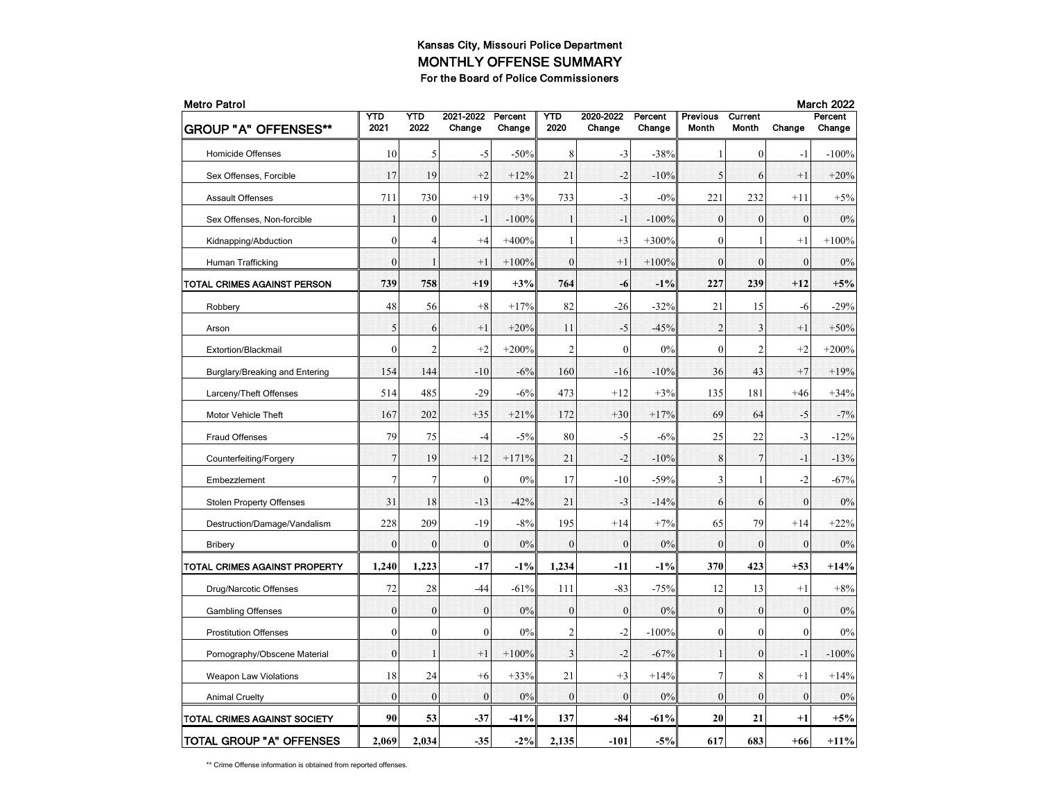Kansas City, Missouri Police Department

## MONTHLY OFFENSE SUMMARY

For the Board of Police Commissioners

Metro Patrol — March 2022

| GROUP "A" OFFENSES** | YTD 2021 | YTD 2022 | 2021-2022 Change | Percent Change | YTD 2020 | 2020-2022 Change | Percent Change | Previous Month | Current Month | Change | Percent Change |
|---|---|---|---|---|---|---|---|---|---|---|---|
| Homicide Offenses | 10 | 5 | -5 | -50% | 8 | -3 | -38% | 1 | 0 | -1 | -100% |
| Sex Offenses, Forcible | 17 | 19 | +2 | +12% | 21 | -2 | -10% | 5 | 6 | +1 | +20% |
| Assault Offenses | 711 | 730 | +19 | +3% | 733 | -3 | -0% | 221 | 232 | +11 | +5% |
| Sex Offenses, Non-forcible | 1 | 0 | -1 | -100% | 1 | -1 | -100% | 0 | 0 | 0 | 0% |
| Kidnapping/Abduction | 0 | 4 | +4 | +400% | 1 | +3 | +300% | 0 | 1 | +1 | +100% |
| Human Trafficking | 0 | 1 | +1 | +100% | 0 | +1 | +100% | 0 | 0 | 0 | 0% |
| **TOTAL CRIMES AGAINST PERSON** | **739** | **758** | **+19** | **+3%** | **764** | **-6** | **-1%** | **227** | **239** | **+12** | **+5%** |
| Robbery | 48 | 56 | +8 | +17% | 82 | -26 | -32% | 21 | 15 | -6 | -29% |
| Arson | 5 | 6 | +1 | +20% | 11 | -5 | -45% | 2 | 3 | +1 | +50% |
| Extortion/Blackmail | 0 | 2 | +2 | +200% | 2 | 0 | 0% | 0 | 2 | +2 | +200% |
| Burglary/Breaking and Entering | 154 | 144 | -10 | -6% | 160 | -16 | -10% | 36 | 43 | +7 | +19% |
| Larceny/Theft Offenses | 514 | 485 | -29 | -6% | 473 | +12 | +3% | 135 | 181 | +46 | +34% |
| Motor Vehicle Theft | 167 | 202 | +35 | +21% | 172 | +30 | +17% | 69 | 64 | -5 | -7% |
| Fraud Offenses | 79 | 75 | -4 | -5% | 80 | -5 | -6% | 25 | 22 | -3 | -12% |
| Counterfeiting/Forgery | 7 | 19 | +12 | +171% | 21 | -2 | -10% | 8 | 7 | -1 | -13% |
| Embezzlement | 7 | 7 | 0 | 0% | 17 | -10 | -59% | 3 | 1 | -2 | -67% |
| Stolen Property Offenses | 31 | 18 | -13 | -42% | 21 | -3 | -14% | 6 | 6 | 0 | 0% |
| Destruction/Damage/Vandalism | 228 | 209 | -19 | -8% | 195 | +14 | +7% | 65 | 79 | +14 | +22% |
| Bribery | 0 | 0 | 0 | 0% | 0 | 0 | 0% | 0 | 0 | 0 | 0% |
| **TOTAL CRIMES AGAINST PROPERTY** | **1,240** | **1,223** | **-17** | **-1%** | **1,234** | **-11** | **-1%** | **370** | **423** | **+53** | **+14%** |
| Drug/Narcotic Offenses | 72 | 28 | -44 | -61% | 111 | -83 | -75% | 12 | 13 | +1 | +8% |
| Gambling Offenses | 0 | 0 | 0 | 0% | 0 | 0 | 0% | 0 | 0 | 0 | 0% |
| Prostitution Offenses | 0 | 0 | 0 | 0% | 2 | -2 | -100% | 0 | 0 | 0 | 0% |
| Pornography/Obscene Material | 0 | 1 | +1 | +100% | 3 | -2 | -67% | 1 | 0 | -1 | -100% |
| Weapon Law Violations | 18 | 24 | +6 | +33% | 21 | +3 | +14% | 7 | 8 | +1 | +14% |
| Animal Cruelty | 0 | 0 | 0 | 0% | 0 | 0 | 0% | 0 | 0 | 0 | 0% |
| **TOTAL CRIMES AGAINST SOCIETY** | **90** | **53** | **-37** | **-41%** | **137** | **-84** | **-61%** | **20** | **21** | **+1** | **+5%** |
| **TOTAL GROUP "A" OFFENSES** | **2,069** | **2,034** | **-35** | **-2%** | **2,135** | **-101** | **-5%** | **617** | **683** | **+66** | **+11%** |

** Crime Offense information is obtained from reported offenses.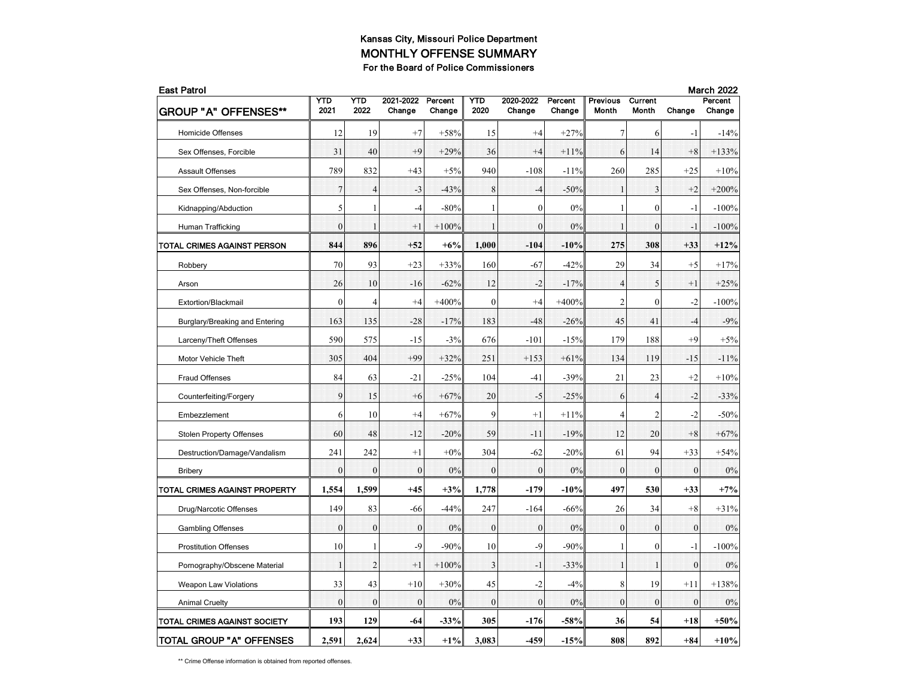**Kansas City, Missouri Police Department**

## MONTHLY OFFENSE SUMMARY

**For the Board of Police Commissioners**

**East Patrol** **March 2022**

| GROUP "A" OFFENSES** | YTD 2021 | YTD 2022 | 2021-2022 Change | Percent Change | YTD 2020 | 2020-2022 Change | Percent Change | Previous Month | Current Month | Change | Percent Change |
|---|---|---|---|---|---|---|---|---|---|---|---|
| Homicide Offenses | 12 | 19 | +7 | +58% | 15 | +4 | +27% | 7 | 6 | -1 | -14% |
| Sex Offenses, Forcible | 31 | 40 | +9 | +29% | 36 | +4 | +11% | 6 | 14 | +8 | +133% |
| Assault Offenses | 789 | 832 | +43 | +5% | 940 | -108 | -11% | 260 | 285 | +25 | +10% |
| Sex Offenses, Non-forcible | 7 | 4 | -3 | -43% | 8 | -4 | -50% | 1 | 3 | +2 | +200% |
| Kidnapping/Abduction | 5 | 1 | -4 | -80% | 1 | 0 | 0% | 1 | 0 | -1 | -100% |
| Human Trafficking | 0 | 1 | +1 | +100% | 1 | 0 | 0% | 1 | 0 | -1 | -100% |
| **TOTAL CRIMES AGAINST PERSON** | **844** | **896** | **+52** | **+6%** | **1,000** | **-104** | **-10%** | **275** | **308** | **+33** | **+12%** |
| Robbery | 70 | 93 | +23 | +33% | 160 | -67 | -42% | 29 | 34 | +5 | +17% |
| Arson | 26 | 10 | -16 | -62% | 12 | -2 | -17% | 4 | 5 | +1 | +25% |
| Extortion/Blackmail | 0 | 4 | +4 | +400% | 0 | +4 | +400% | 2 | 0 | -2 | -100% |
| Burglary/Breaking and Entering | 163 | 135 | -28 | -17% | 183 | -48 | -26% | 45 | 41 | -4 | -9% |
| Larceny/Theft Offenses | 590 | 575 | -15 | -3% | 676 | -101 | -15% | 179 | 188 | +9 | +5% |
| Motor Vehicle Theft | 305 | 404 | +99 | +32% | 251 | +153 | +61% | 134 | 119 | -15 | -11% |
| Fraud Offenses | 84 | 63 | -21 | -25% | 104 | -41 | -39% | 21 | 23 | +2 | +10% |
| Counterfeiting/Forgery | 9 | 15 | +6 | +67% | 20 | -5 | -25% | 6 | 4 | -2 | -33% |
| Embezzlement | 6 | 10 | +4 | +67% | 9 | +1 | +11% | 4 | 2 | -2 | -50% |
| Stolen Property Offenses | 60 | 48 | -12 | -20% | 59 | -11 | -19% | 12 | 20 | +8 | +67% |
| Destruction/Damage/Vandalism | 241 | 242 | +1 | +0% | 304 | -62 | -20% | 61 | 94 | +33 | +54% |
| Bribery | 0 | 0 | 0 | 0% | 0 | 0 | 0% | 0 | 0 | 0 | 0% |
| **TOTAL CRIMES AGAINST PROPERTY** | **1,554** | **1,599** | **+45** | **+3%** | **1,778** | **-179** | **-10%** | **497** | **530** | **+33** | **+7%** |
| Drug/Narcotic Offenses | 149 | 83 | -66 | -44% | 247 | -164 | -66% | 26 | 34 | +8 | +31% |
| Gambling Offenses | 0 | 0 | 0 | 0% | 0 | 0 | 0% | 0 | 0 | 0 | 0% |
| Prostitution Offenses | 10 | 1 | -9 | -90% | 10 | -9 | -90% | 1 | 0 | -1 | -100% |
| Pornography/Obscene Material | 1 | 2 | +1 | +100% | 3 | -1 | -33% | 1 | 1 | 0 | 0% |
| Weapon Law Violations | 33 | 43 | +10 | +30% | 45 | -2 | -4% | 8 | 19 | +11 | +138% |
| Animal Cruelty | 0 | 0 | 0 | 0% | 0 | 0 | 0% | 0 | 0 | 0 | 0% |
| **TOTAL CRIMES AGAINST SOCIETY** | **193** | **129** | **-64** | **-33%** | **305** | **-176** | **-58%** | **36** | **54** | **+18** | **+50%** |
| **TOTAL GROUP "A" OFFENSES** | **2,591** | **2,624** | **+33** | **+1%** | **3,083** | **-459** | **-15%** | **808** | **892** | **+84** | **+10%** |

** Crime Offense information is obtained from reported offenses.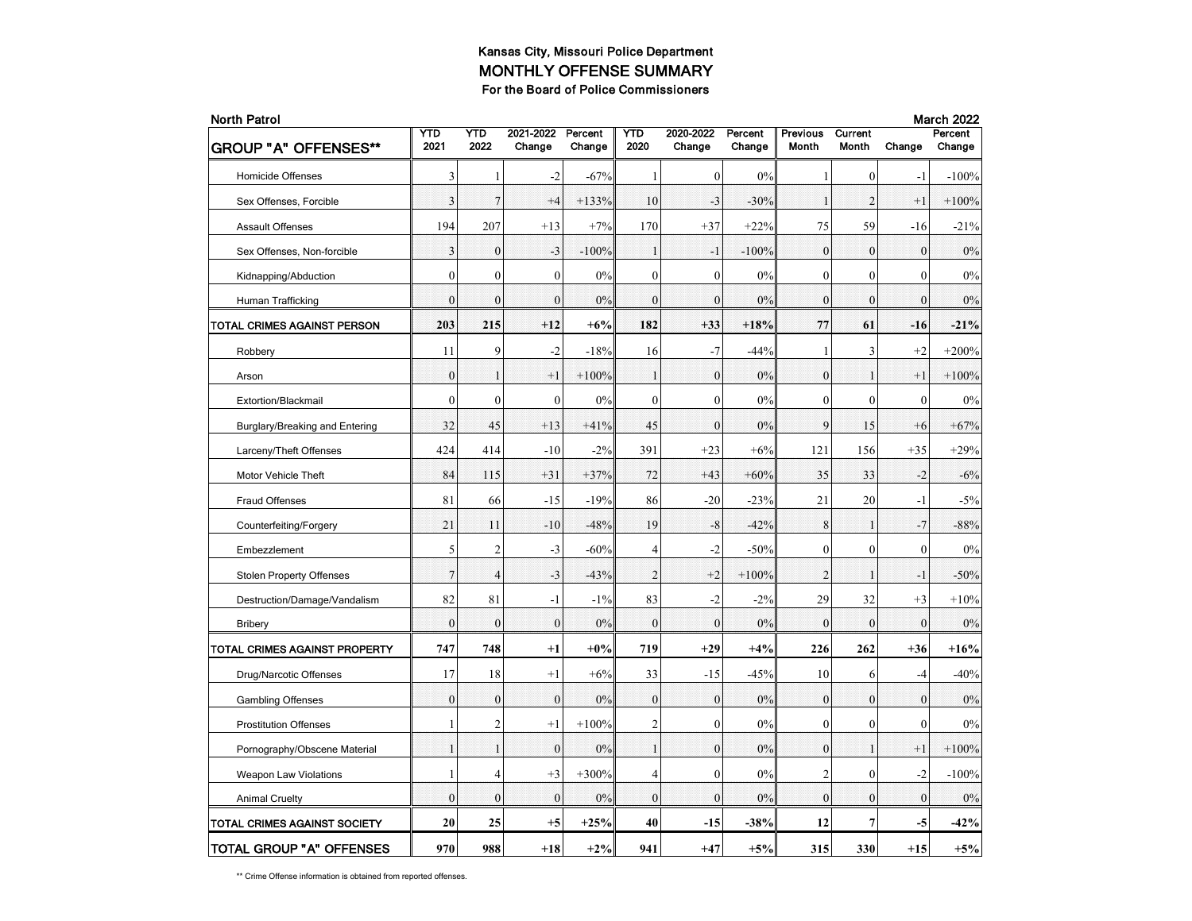**Kansas City, Missouri Police Department**

## MONTHLY OFFENSE SUMMARY

**For the Board of Police Commissioners**

**North Patrol** **March 2022**

| GROUP "A" OFFENSES** | YTD 2021 | YTD 2022 | 2021-2022 Change | Percent Change | YTD 2020 | 2020-2022 Change | Percent Change | Previous Month | Current Month | Change | Percent Change |
|---|---|---|---|---|---|---|---|---|---|---|---|
| Homicide Offenses | 3 | 1 | -2 | -67% | 1 | 0 | 0% | 1 | 0 | -1 | -100% |
| Sex Offenses, Forcible | 3 | 7 | +4 | +133% | 10 | -3 | -30% | 1 | 2 | +1 | +100% |
| Assault Offenses | 194 | 207 | +13 | +7% | 170 | +37 | +22% | 75 | 59 | -16 | -21% |
| Sex Offenses, Non-forcible | 3 | 0 | -3 | -100% | 1 | -1 | -100% | 0 | 0 | 0 | 0% |
| Kidnapping/Abduction | 0 | 0 | 0 | 0% | 0 | 0 | 0% | 0 | 0 | 0 | 0% |
| Human Trafficking | 0 | 0 | 0 | 0% | 0 | 0 | 0% | 0 | 0 | 0 | 0% |
| **TOTAL CRIMES AGAINST PERSON** | **203** | **215** | **+12** | **+6%** | **182** | **+33** | **+18%** | **77** | **61** | **-16** | **-21%** |
| Robbery | 11 | 9 | -2 | -18% | 16 | -7 | -44% | 1 | 3 | +2 | +200% |
| Arson | 0 | 1 | +1 | +100% | 1 | 0 | 0% | 0 | 1 | +1 | +100% |
| Extortion/Blackmail | 0 | 0 | 0 | 0% | 0 | 0 | 0% | 0 | 0 | 0 | 0% |
| Burglary/Breaking and Entering | 32 | 45 | +13 | +41% | 45 | 0 | 0% | 9 | 15 | +6 | +67% |
| Larceny/Theft Offenses | 424 | 414 | -10 | -2% | 391 | +23 | +6% | 121 | 156 | +35 | +29% |
| Motor Vehicle Theft | 84 | 115 | +31 | +37% | 72 | +43 | +60% | 35 | 33 | -2 | -6% |
| Fraud Offenses | 81 | 66 | -15 | -19% | 86 | -20 | -23% | 21 | 20 | -1 | -5% |
| Counterfeiting/Forgery | 21 | 11 | -10 | -48% | 19 | -8 | -42% | 8 | 1 | -7 | -88% |
| Embezzlement | 5 | 2 | -3 | -60% | 4 | -2 | -50% | 0 | 0 | 0 | 0% |
| Stolen Property Offenses | 7 | 4 | -3 | -43% | 2 | +2 | +100% | 2 | 1 | -1 | -50% |
| Destruction/Damage/Vandalism | 82 | 81 | -1 | -1% | 83 | -2 | -2% | 29 | 32 | +3 | +10% |
| Bribery | 0 | 0 | 0 | 0% | 0 | 0 | 0% | 0 | 0 | 0 | 0% |
| **TOTAL CRIMES AGAINST PROPERTY** | **747** | **748** | **+1** | **+0%** | **719** | **+29** | **+4%** | **226** | **262** | **+36** | **+16%** |
| Drug/Narcotic Offenses | 17 | 18 | +1 | +6% | 33 | -15 | -45% | 10 | 6 | -4 | -40% |
| Gambling Offenses | 0 | 0 | 0 | 0% | 0 | 0 | 0% | 0 | 0 | 0 | 0% |
| Prostitution Offenses | 1 | 2 | +1 | +100% | 2 | 0 | 0% | 0 | 0 | 0 | 0% |
| Pornography/Obscene Material | 1 | 1 | 0 | 0% | 1 | 0 | 0% | 0 | 1 | +1 | +100% |
| Weapon Law Violations | 1 | 4 | +3 | +300% | 4 | 0 | 0% | 2 | 0 | -2 | -100% |
| Animal Cruelty | 0 | 0 | 0 | 0% | 0 | 0 | 0% | 0 | 0 | 0 | 0% |
| **TOTAL CRIMES AGAINST SOCIETY** | **20** | **25** | **+5** | **+25%** | **40** | **-15** | **-38%** | **12** | **7** | **-5** | **-42%** |
| **TOTAL GROUP "A" OFFENSES** | **970** | **988** | **+18** | **+2%** | **941** | **+47** | **+5%** | **315** | **330** | **+15** | **+5%** |

** Crime Offense information is obtained from reported offenses.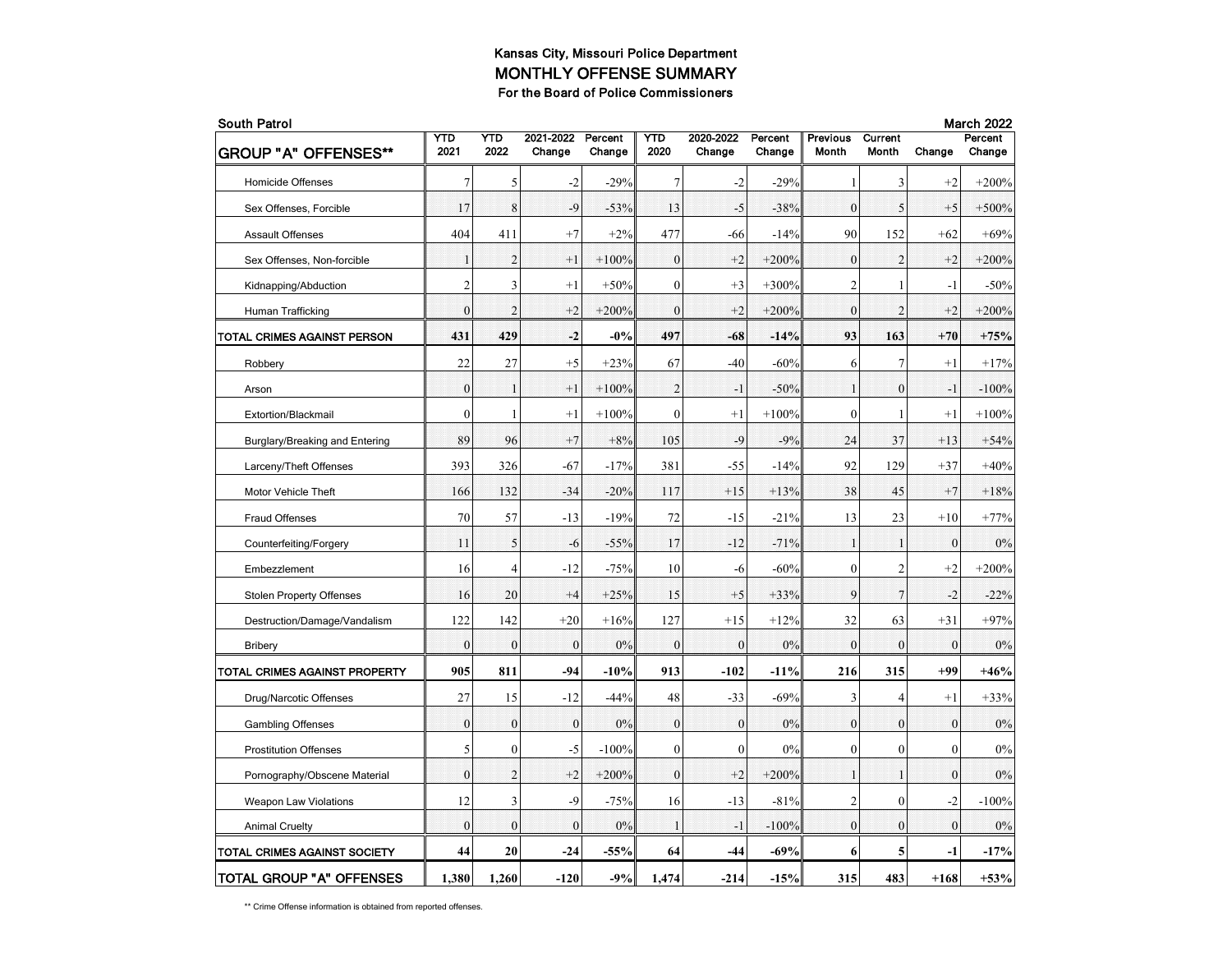**Kansas City, Missouri Police Department**

## MONTHLY OFFENSE SUMMARY

**For the Board of Police Commissioners**

**South Patrol** **March 2022**

| GROUP "A" OFFENSES** | YTD 2021 | YTD 2022 | 2021-2022 Change | Percent Change | YTD 2020 | 2020-2022 Change | Percent Change | Previous Month | Current Month | Change | Percent Change |
|---|---|---|---|---|---|---|---|---|---|---|---|
| Homicide Offenses | 7 | 5 | -2 | -29% | 7 | -2 | -29% | 1 | 3 | +2 | +200% |
| Sex Offenses, Forcible | 17 | 8 | -9 | -53% | 13 | -5 | -38% | 0 | 5 | +5 | +500% |
| Assault Offenses | 404 | 411 | +7 | +2% | 477 | -66 | -14% | 90 | 152 | +62 | +69% |
| Sex Offenses, Non-forcible | 1 | 2 | +1 | +100% | 0 | +2 | +200% | 0 | 2 | +2 | +200% |
| Kidnapping/Abduction | 2 | 3 | +1 | +50% | 0 | +3 | +300% | 2 | 1 | -1 | -50% |
| Human Trafficking | 0 | 2 | +2 | +200% | 0 | +2 | +200% | 0 | 2 | +2 | +200% |
| **TOTAL CRIMES AGAINST PERSON** | **431** | **429** | **-2** | **-0%** | **497** | **-68** | **-14%** | **93** | **163** | **+70** | **+75%** |
| Robbery | 22 | 27 | +5 | +23% | 67 | -40 | -60% | 6 | 7 | +1 | +17% |
| Arson | 0 | 1 | +1 | +100% | 2 | -1 | -50% | 1 | 0 | -1 | -100% |
| Extortion/Blackmail | 0 | 1 | +1 | +100% | 0 | +1 | +100% | 0 | 1 | +1 | +100% |
| Burglary/Breaking and Entering | 89 | 96 | +7 | +8% | 105 | -9 | -9% | 24 | 37 | +13 | +54% |
| Larceny/Theft Offenses | 393 | 326 | -67 | -17% | 381 | -55 | -14% | 92 | 129 | +37 | +40% |
| Motor Vehicle Theft | 166 | 132 | -34 | -20% | 117 | +15 | +13% | 38 | 45 | +7 | +18% |
| Fraud Offenses | 70 | 57 | -13 | -19% | 72 | -15 | -21% | 13 | 23 | +10 | +77% |
| Counterfeiting/Forgery | 11 | 5 | -6 | -55% | 17 | -12 | -71% | 1 | 1 | 0 | 0% |
| Embezzlement | 16 | 4 | -12 | -75% | 10 | -6 | -60% | 0 | 2 | +2 | +200% |
| Stolen Property Offenses | 16 | 20 | +4 | +25% | 15 | +5 | +33% | 9 | 7 | -2 | -22% |
| Destruction/Damage/Vandalism | 122 | 142 | +20 | +16% | 127 | +15 | +12% | 32 | 63 | +31 | +97% |
| Bribery | 0 | 0 | 0 | 0% | 0 | 0 | 0% | 0 | 0 | 0 | 0% |
| **TOTAL CRIMES AGAINST PROPERTY** | **905** | **811** | **-94** | **-10%** | **913** | **-102** | **-11%** | **216** | **315** | **+99** | **+46%** |
| Drug/Narcotic Offenses | 27 | 15 | -12 | -44% | 48 | -33 | -69% | 3 | 4 | +1 | +33% |
| Gambling Offenses | 0 | 0 | 0 | 0% | 0 | 0 | 0% | 0 | 0 | 0 | 0% |
| Prostitution Offenses | 5 | 0 | -5 | -100% | 0 | 0 | 0% | 0 | 0 | 0 | 0% |
| Pornography/Obscene Material | 0 | 2 | +2 | +200% | 0 | +2 | +200% | 1 | 1 | 0 | 0% |
| Weapon Law Violations | 12 | 3 | -9 | -75% | 16 | -13 | -81% | 2 | 0 | -2 | -100% |
| Animal Cruelty | 0 | 0 | 0 | 0% | 1 | -1 | -100% | 0 | 0 | 0 | 0% |
| **TOTAL CRIMES AGAINST SOCIETY** | **44** | **20** | **-24** | **-55%** | **64** | **-44** | **-69%** | **6** | **5** | **-1** | **-17%** |
| **TOTAL GROUP "A" OFFENSES** | **1,380** | **1,260** | **-120** | **-9%** | **1,474** | **-214** | **-15%** | **315** | **483** | **+168** | **+53%** |

** Crime Offense information is obtained from reported offenses.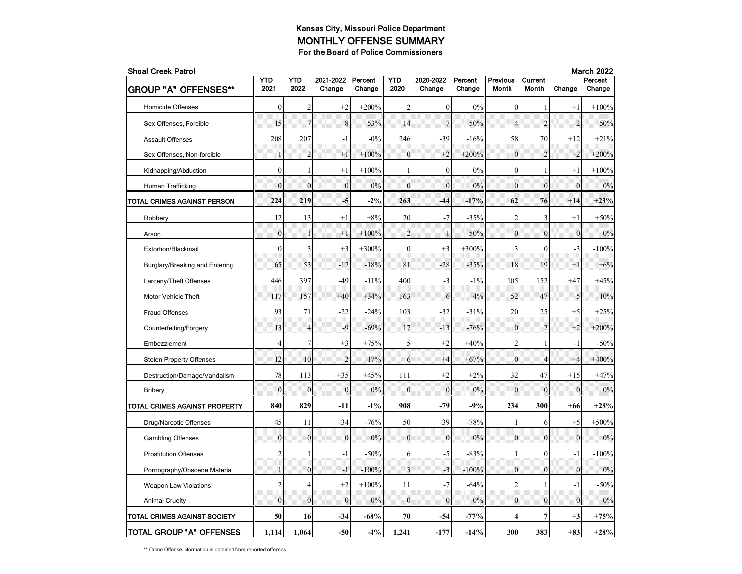**Kansas City, Missouri Police Department**

**MONTHLY OFFENSE SUMMARY**

**For the Board of Police Commissioners**

**Shoal Creek Patrol** **March 2022**

| GROUP "A" OFFENSES** | YTD 2021 | YTD 2022 | 2021-2022 Change | Percent Change | YTD 2020 | 2020-2022 Change | Percent Change | Previous Month | Current Month | Change | Percent Change |
|---|---|---|---|---|---|---|---|---|---|---|---|
| Homicide Offenses | 0 | 2 | +2 | +200% | 2 | 0 | 0% | 0 | 1 | +1 | +100% |
| Sex Offenses, Forcible | 15 | 7 | -8 | -53% | 14 | -7 | -50% | 4 | 2 | -2 | -50% |
| Assault Offenses | 208 | 207 | -1 | -0% | 246 | -39 | -16% | 58 | 70 | +12 | +21% |
| Sex Offenses, Non-forcible | 1 | 2 | +1 | +100% | 0 | +2 | +200% | 0 | 2 | +2 | +200% |
| Kidnapping/Abduction | 0 | 1 | +1 | +100% | 1 | 0 | 0% | 0 | 1 | +1 | +100% |
| Human Trafficking | 0 | 0 | 0 | 0% | 0 | 0 | 0% | 0 | 0 | 0 | 0% |
| **TOTAL CRIMES AGAINST PERSON** | **224** | **219** | **-5** | **-2%** | **263** | **-44** | **-17%** | **62** | **76** | **+14** | **+23%** |
| Robbery | 12 | 13 | +1 | +8% | 20 | -7 | -35% | 2 | 3 | +1 | +50% |
| Arson | 0 | 1 | +1 | +100% | 2 | -1 | -50% | 0 | 0 | 0 | 0% |
| Extortion/Blackmail | 0 | 3 | +3 | +300% | 0 | +3 | +300% | 3 | 0 | -3 | -100% |
| Burglary/Breaking and Entering | 65 | 53 | -12 | -18% | 81 | -28 | -35% | 18 | 19 | +1 | +6% |
| Larceny/Theft Offenses | 446 | 397 | -49 | -11% | 400 | -3 | -1% | 105 | 152 | +47 | +45% |
| Motor Vehicle Theft | 117 | 157 | +40 | +34% | 163 | -6 | -4% | 52 | 47 | -5 | -10% |
| Fraud Offenses | 93 | 71 | -22 | -24% | 103 | -32 | -31% | 20 | 25 | +5 | +25% |
| Counterfeiting/Forgery | 13 | 4 | -9 | -69% | 17 | -13 | -76% | 0 | 2 | +2 | +200% |
| Embezzlement | 4 | 7 | +3 | +75% | 5 | +2 | +40% | 2 | 1 | -1 | -50% |
| Stolen Property Offenses | 12 | 10 | -2 | -17% | 6 | +4 | +67% | 0 | 4 | +4 | +400% |
| Destruction/Damage/Vandalism | 78 | 113 | +35 | +45% | 111 | +2 | +2% | 32 | 47 | +15 | +47% |
| Bribery | 0 | 0 | 0 | 0% | 0 | 0 | 0% | 0 | 0 | 0 | 0% |
| **TOTAL CRIMES AGAINST PROPERTY** | **840** | **829** | **-11** | **-1%** | **908** | **-79** | **-9%** | **234** | **300** | **+66** | **+28%** |
| Drug/Narcotic Offenses | 45 | 11 | -34 | -76% | 50 | -39 | -78% | 1 | 6 | +5 | +500% |
| Gambling Offenses | 0 | 0 | 0 | 0% | 0 | 0 | 0% | 0 | 0 | 0 | 0% |
| Prostitution Offenses | 2 | 1 | -1 | -50% | 6 | -5 | -83% | 1 | 0 | -1 | -100% |
| Pornography/Obscene Material | 1 | 0 | -1 | -100% | 3 | -3 | -100% | 0 | 0 | 0 | 0% |
| Weapon Law Violations | 2 | 4 | +2 | +100% | 11 | -7 | -64% | 2 | 1 | -1 | -50% |
| Animal Cruelty | 0 | 0 | 0 | 0% | 0 | 0 | 0% | 0 | 0 | 0 | 0% |
| **TOTAL CRIMES AGAINST SOCIETY** | **50** | **16** | **-34** | **-68%** | **70** | **-54** | **-77%** | **4** | **7** | **+3** | **+75%** |
| **TOTAL GROUP "A" OFFENSES** | **1,114** | **1,064** | **-50** | **-4%** | **1,241** | **-177** | **-14%** | **300** | **383** | **+83** | **+28%** |

** Crime Offense information is obtained from reported offenses.